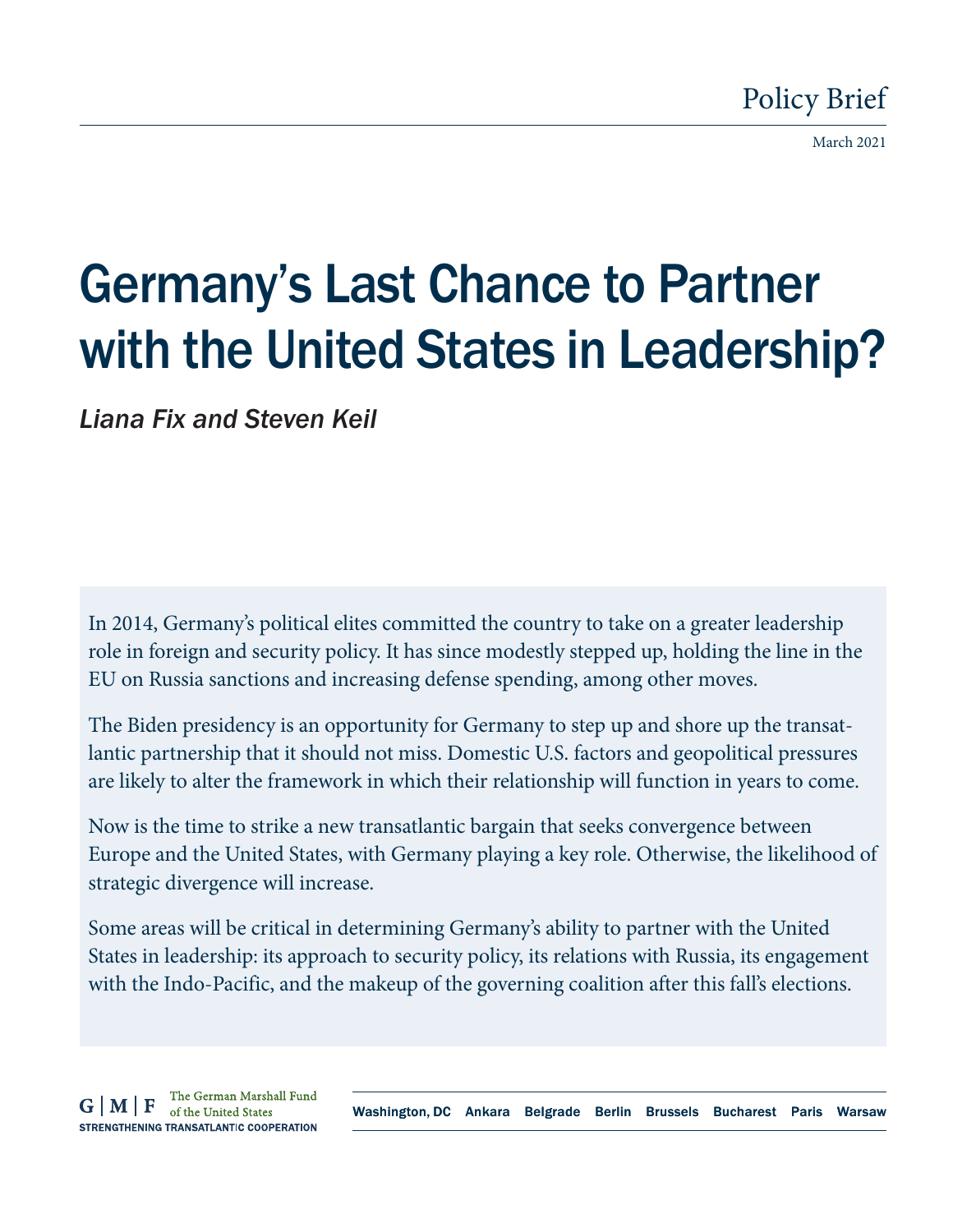Policy Brief

March 2021

# Germany's Last Chance to Partner with the United States in Leadership?

*Liana Fix and Steven Keil*

In 2014, Germany's political elites committed the country to take on a greater leadership role in foreign and security policy. It has since modestly stepped up, holding the line in the EU on Russia sanctions and increasing defense spending, among other moves.

The Biden presidency is an opportunity for Germany to step up and shore up the transatlantic partnership that it should not miss. Domestic U.S. factors and geopolitical pressures are likely to alter the framework in which their relationship will function in years to come.

Now is the time to strike a new transatlantic bargain that seeks convergence between Europe and the United States, with Germany playing a key role. Otherwise, the likelihood of strategic divergence will increase.

Some areas will be critical in determining Germany's ability to partner with the United States in leadership: its approach to security policy, its relations with Russia, its engagement with the Indo-Pacific, and the makeup of the governing coalition after this fall's elections.

G | M | F The German Marshall Fund of the United States
STRENGTHENING TRANSATLANTIC COOPERATION

Washington, DC Ankara Belgrade Berlin Brussels Bucharest Paris Warsaw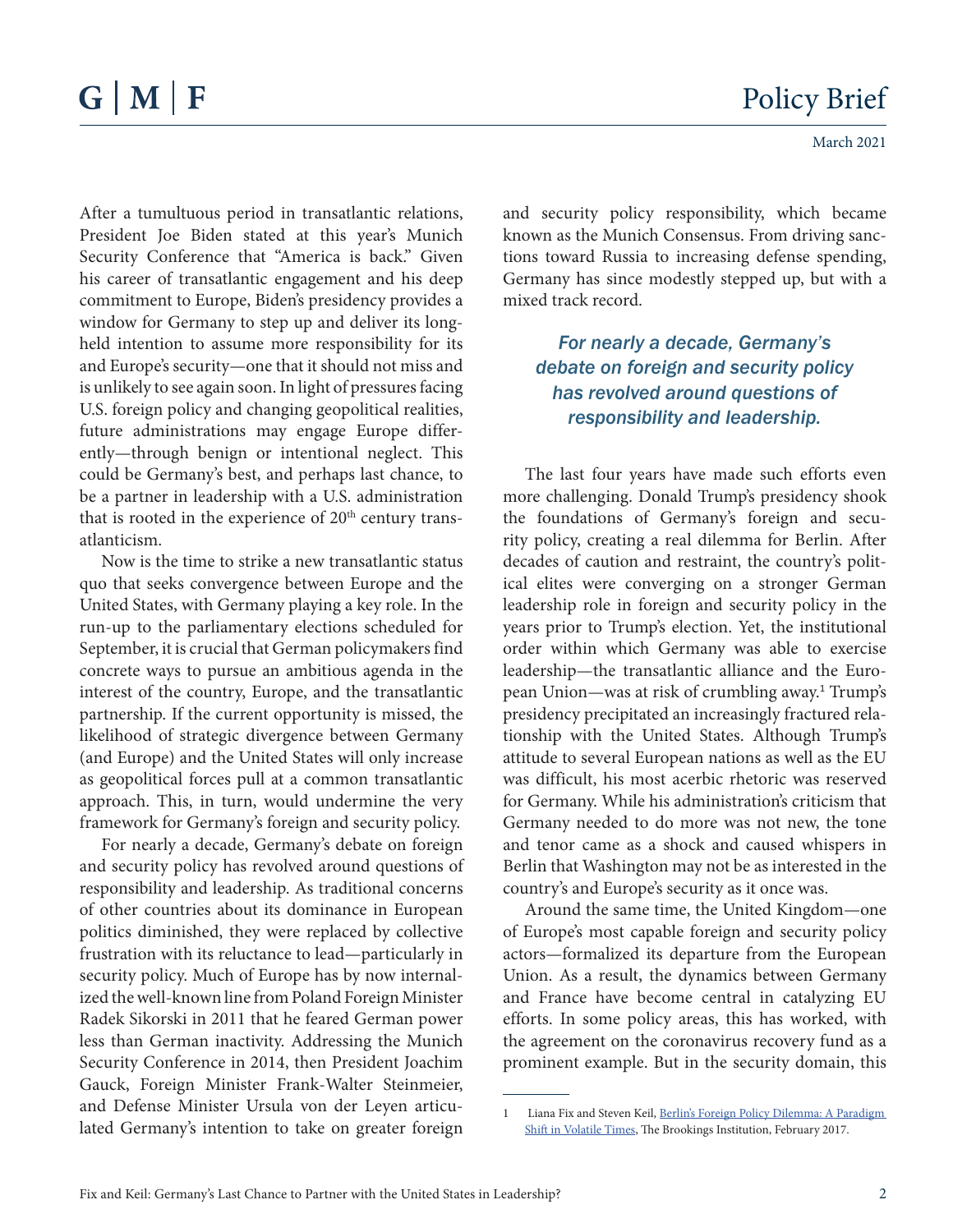After a tumultuous period in transatlantic relations, President Joe Biden stated at this year's Munich Security Conference that "America is back." Given his career of transatlantic engagement and his deep commitment to Europe, Biden's presidency provides a window for Germany to step up and deliver its long-held intention to assume more responsibility for its and Europe's security—one that it should not miss and is unlikely to see again soon. In light of pressures facing U.S. foreign policy and changing geopolitical realities, future administrations may engage Europe differently—through benign or intentional neglect. This could be Germany's best, and perhaps last chance, to be a partner in leadership with a U.S. administration that is rooted in the experience of 20th century transatlanticism.

Now is the time to strike a new transatlantic status quo that seeks convergence between Europe and the United States, with Germany playing a key role. In the run-up to the parliamentary elections scheduled for September, it is crucial that German policymakers find concrete ways to pursue an ambitious agenda in the interest of the country, Europe, and the transatlantic partnership. If the current opportunity is missed, the likelihood of strategic divergence between Germany (and Europe) and the United States will only increase as geopolitical forces pull at a common transatlantic approach. This, in turn, would undermine the very framework for Germany's foreign and security policy.

For nearly a decade, Germany's debate on foreign and security policy has revolved around questions of responsibility and leadership. As traditional concerns of other countries about its dominance in European politics diminished, they were replaced by collective frustration with its reluctance to lead—particularly in security policy. Much of Europe has by now internalized the well-known line from Poland Foreign Minister Radek Sikorski in 2011 that he feared German power less than German inactivity. Addressing the Munich Security Conference in 2014, then President Joachim Gauck, Foreign Minister Frank-Walter Steinmeier, and Defense Minister Ursula von der Leyen articulated Germany's intention to take on greater foreign and security policy responsibility, which became known as the Munich Consensus. From driving sanctions toward Russia to increasing defense spending, Germany has since modestly stepped up, but with a mixed track record.

*For nearly a decade, Germany's debate on foreign and security policy has revolved around questions of responsibility and leadership.*

The last four years have made such efforts even more challenging. Donald Trump's presidency shook the foundations of Germany's foreign and security policy, creating a real dilemma for Berlin. After decades of caution and restraint, the country's political elites were converging on a stronger German leadership role in foreign and security policy in the years prior to Trump's election. Yet, the institutional order within which Germany was able to exercise leadership—the transatlantic alliance and the European Union—was at risk of crumbling away.[1] Trump's presidency precipitated an increasingly fractured relationship with the United States. Although Trump's attitude to several European nations as well as the EU was difficult, his most acerbic rhetoric was reserved for Germany. While his administration's criticism that Germany needed to do more was not new, the tone and tenor came as a shock and caused whispers in Berlin that Washington may not be as interested in the country's and Europe's security as it once was.

Around the same time, the United Kingdom—one of Europe's most capable foreign and security policy actors—formalized its departure from the European Union. As a result, the dynamics between Germany and France have become central in catalyzing EU efforts. In some policy areas, this has worked, with the agreement on the coronavirus recovery fund as a prominent example. But in the security domain, this

1 Liana Fix and Steven Keil, Berlin's Foreign Policy Dilemma: A Paradigm Shift in Volatile Times, The Brookings Institution, February 2017.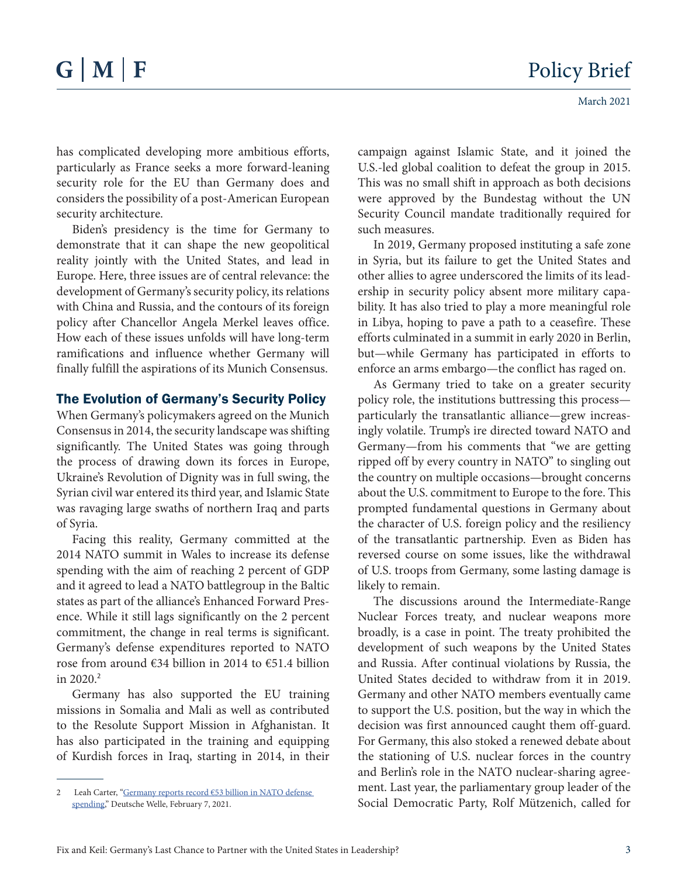has complicated developing more ambitious efforts, particularly as France seeks a more forward-leaning security role for the EU than Germany does and considers the possibility of a post-American European security architecture.

Biden's presidency is the time for Germany to demonstrate that it can shape the new geopolitical reality jointly with the United States, and lead in Europe. Here, three issues are of central relevance: the development of Germany's security policy, its relations with China and Russia, and the contours of its foreign policy after Chancellor Angela Merkel leaves office. How each of these issues unfolds will have long-term ramifications and influence whether Germany will finally fulfill the aspirations of its Munich Consensus.

## The Evolution of Germany's Security Policy

When Germany's policymakers agreed on the Munich Consensus in 2014, the security landscape was shifting significantly. The United States was going through the process of drawing down its forces in Europe, Ukraine's Revolution of Dignity was in full swing, the Syrian civil war entered its third year, and Islamic State was ravaging large swaths of northern Iraq and parts of Syria.

Facing this reality, Germany committed at the 2014 NATO summit in Wales to increase its defense spending with the aim of reaching 2 percent of GDP and it agreed to lead a NATO battlegroup in the Baltic states as part of the alliance's Enhanced Forward Presence. While it still lags significantly on the 2 percent commitment, the change in real terms is significant. Germany's defense expenditures reported to NATO rose from around €34 billion in 2014 to €51.4 billion in 2020.[2]

Germany has also supported the EU training missions in Somalia and Mali as well as contributed to the Resolute Support Mission in Afghanistan. It has also participated in the training and equipping of Kurdish forces in Iraq, starting in 2014, in their campaign against Islamic State, and it joined the U.S.-led global coalition to defeat the group in 2015. This was no small shift in approach as both decisions were approved by the Bundestag without the UN Security Council mandate traditionally required for such measures.

In 2019, Germany proposed instituting a safe zone in Syria, but its failure to get the United States and other allies to agree underscored the limits of its leadership in security policy absent more military capability. It has also tried to play a more meaningful role in Libya, hoping to pave a path to a ceasefire. These efforts culminated in a summit in early 2020 in Berlin, but—while Germany has participated in efforts to enforce an arms embargo—the conflict has raged on.

As Germany tried to take on a greater security policy role, the institutions buttressing this process—particularly the transatlantic alliance—grew increasingly volatile. Trump's ire directed toward NATO and Germany—from his comments that "we are getting ripped off by every country in NATO" to singling out the country on multiple occasions—brought concerns about the U.S. commitment to Europe to the fore. This prompted fundamental questions in Germany about the character of U.S. foreign policy and the resiliency of the transatlantic partnership. Even as Biden has reversed course on some issues, like the withdrawal of U.S. troops from Germany, some lasting damage is likely to remain.

The discussions around the Intermediate-Range Nuclear Forces treaty, and nuclear weapons more broadly, is a case in point. The treaty prohibited the development of such weapons by the United States and Russia. After continual violations by Russia, the United States decided to withdraw from it in 2019. Germany and other NATO members eventually came to support the U.S. position, but the way in which the decision was first announced caught them off-guard. For Germany, this also stoked a renewed debate about the stationing of U.S. nuclear forces in the country and Berlin's role in the NATO nuclear-sharing agreement. Last year, the parliamentary group leader of the Social Democratic Party, Rolf Mützenich, called for

---

2 Leah Carter, "Germany reports record €53 billion in NATO defense spending," Deutsche Welle, February 7, 2021.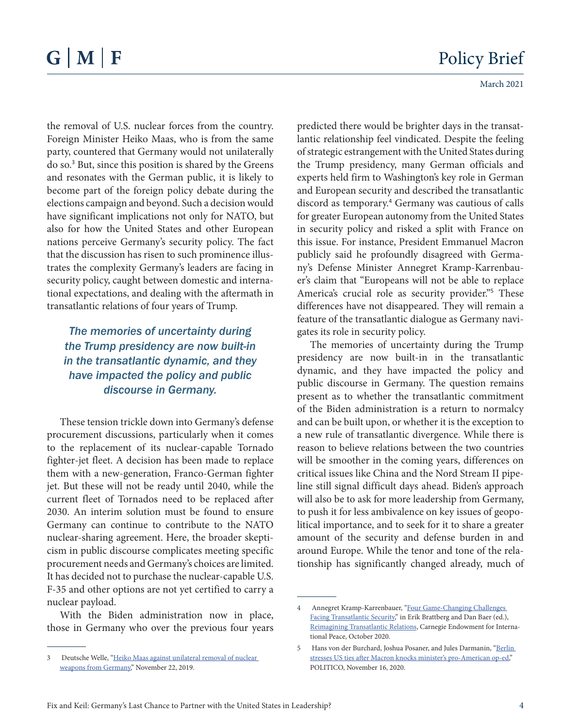the removal of U.S. nuclear forces from the country. Foreign Minister Heiko Maas, who is from the same party, countered that Germany would not unilaterally do so.[3] But, since this position is shared by the Greens and resonates with the German public, it is likely to become part of the foreign policy debate during the elections campaign and beyond. Such a decision would have significant implications not only for NATO, but also for how the United States and other European nations perceive Germany's security policy. The fact that the discussion has risen to such prominence illustrates the complexity Germany's leaders are facing in security policy, caught between domestic and international expectations, and dealing with the aftermath in transatlantic relations of four years of Trump.

> *The memories of uncertainty during the Trump presidency are now built-in in the transatlantic dynamic, and they have impacted the policy and public discourse in Germany.*

These tension trickle down into Germany's defense procurement discussions, particularly when it comes to the replacement of its nuclear-capable Tornado fighter-jet fleet. A decision has been made to replace them with a new-generation, Franco-German fighter jet. But these will not be ready until 2040, while the current fleet of Tornados need to be replaced after 2030. An interim solution must be found to ensure Germany can continue to contribute to the NATO nuclear-sharing agreement. Here, the broader skepticism in public discourse complicates meeting specific procurement needs and Germany's choices are limited. It has decided not to purchase the nuclear-capable U.S. F-35 and other options are not yet certified to carry a nuclear payload.

With the Biden administration now in place, those in Germany who over the previous four years predicted there would be brighter days in the transatlantic relationship feel vindicated. Despite the feeling of strategic estrangement with the United States during the Trump presidency, many German officials and experts held firm to Washington's key role in German and European security and described the transatlantic discord as temporary.[4] Germany was cautious of calls for greater European autonomy from the United States in security policy and risked a split with France on this issue. For instance, President Emmanuel Macron publicly said he profoundly disagreed with Germany's Defense Minister Annegret Kramp-Karrenbauer's claim that "Europeans will not be able to replace America's crucial role as security provider."[5] These differences have not disappeared. They will remain a feature of the transatlantic dialogue as Germany navigates its role in security policy.

The memories of uncertainty during the Trump presidency are now built-in in the transatlantic dynamic, and they have impacted the policy and public discourse in Germany. The question remains present as to whether the transatlantic commitment of the Biden administration is a return to normalcy and can be built upon, or whether it is the exception to a new rule of transatlantic divergence. While there is reason to believe relations between the two countries will be smoother in the coming years, differences on critical issues like China and the Nord Stream II pipeline still signal difficult days ahead. Biden's approach will also be to ask for more leadership from Germany, to push it for less ambivalence on key issues of geopolitical importance, and to seek for it to share a greater amount of the security and defense burden in and around Europe. While the tenor and tone of the relationship has significantly changed already, much of

---

3 Deutsche Welle, "Heiko Maas against unilateral removal of nuclear weapons from Germany," November 22, 2019.

4 Annegret Kramp-Karrenbauer, "Four Game-Changing Challenges Facing Transatlantic Security," in Erik Brattberg and Dan Baer (ed.), Reimagining Transatlantic Relations, Carnegie Endowment for International Peace, October 2020.

5 Hans von der Burchard, Joshua Posaner, and Jules Darmanin, "Berlin stresses US ties after Macron knocks minister's pro-American op-ed," POLITICO, November 16, 2020.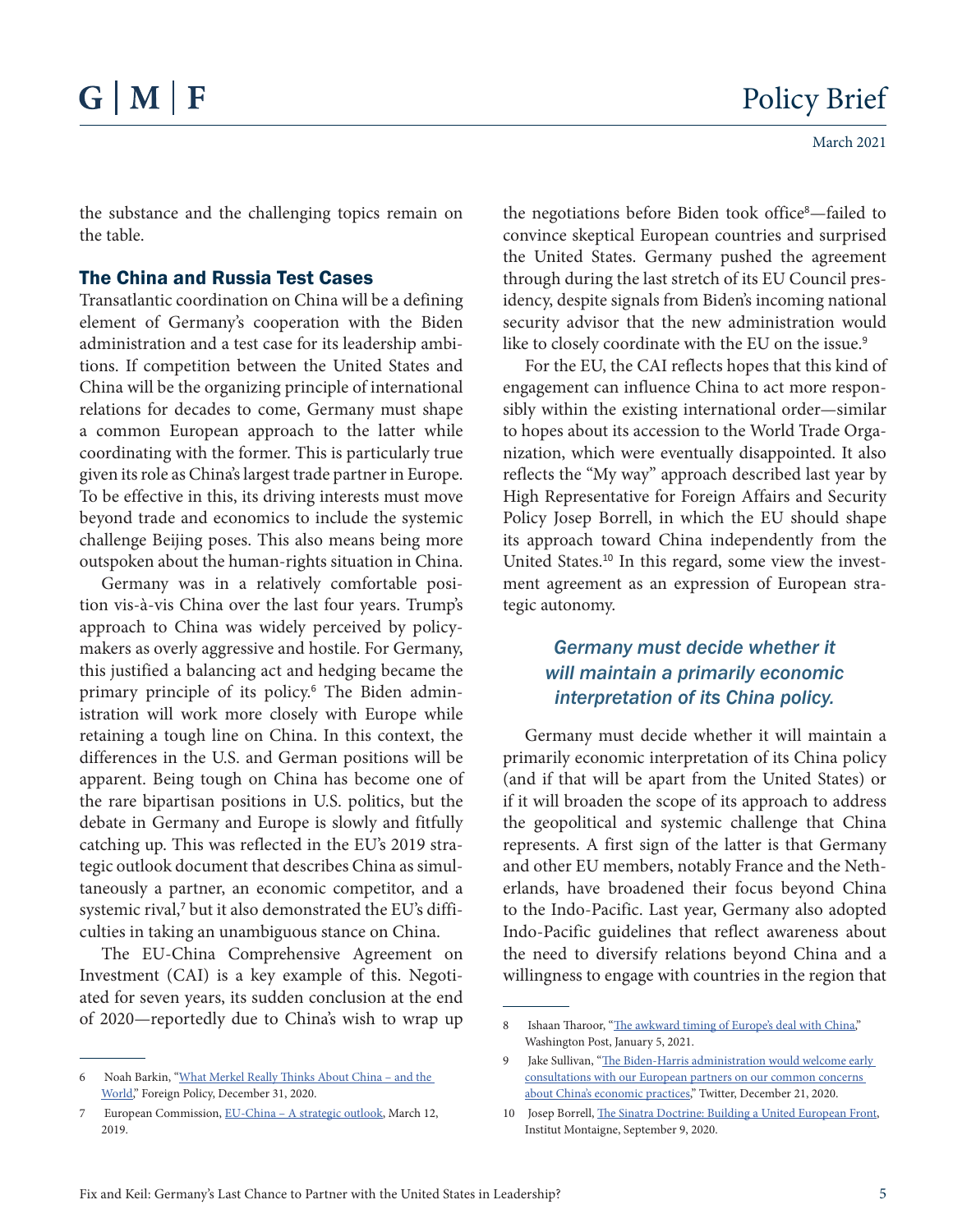the substance and the challenging topics remain on the table.

## The China and Russia Test Cases

Transatlantic coordination on China will be a defining element of Germany's cooperation with the Biden administration and a test case for its leadership ambitions. If competition between the United States and China will be the organizing principle of international relations for decades to come, Germany must shape a common European approach to the latter while coordinating with the former. This is particularly true given its role as China's largest trade partner in Europe. To be effective in this, its driving interests must move beyond trade and economics to include the systemic challenge Beijing poses. This also means being more outspoken about the human-rights situation in China.

Germany was in a relatively comfortable position vis-à-vis China over the last four years. Trump's approach to China was widely perceived by policymakers as overly aggressive and hostile. For Germany, this justified a balancing act and hedging became the primary principle of its policy.[6] The Biden administration will work more closely with Europe while retaining a tough line on China. In this context, the differences in the U.S. and German positions will be apparent. Being tough on China has become one of the rare bipartisan positions in U.S. politics, but the debate in Germany and Europe is slowly and fitfully catching up. This was reflected in the EU's 2019 strategic outlook document that describes China as simultaneously a partner, an economic competitor, and a systemic rival,[7] but it also demonstrated the EU's difficulties in taking an unambiguous stance on China.

The EU-China Comprehensive Agreement on Investment (CAI) is a key example of this. Negotiated for seven years, its sudden conclusion at the end of 2020—reportedly due to China's wish to wrap up the negotiations before Biden took office[8]—failed to convince skeptical European countries and surprised the United States. Germany pushed the agreement through during the last stretch of its EU Council presidency, despite signals from Biden's incoming national security advisor that the new administration would like to closely coordinate with the EU on the issue.[9]

For the EU, the CAI reflects hopes that this kind of engagement can influence China to act more responsibly within the existing international order—similar to hopes about its accession to the World Trade Organization, which were eventually disappointed. It also reflects the "My way" approach described last year by High Representative for Foreign Affairs and Security Policy Josep Borrell, in which the EU should shape its approach toward China independently from the United States.[10] In this regard, some view the investment agreement as an expression of European strategic autonomy.

> *Germany must decide whether it will maintain a primarily economic interpretation of its China policy.*

Germany must decide whether it will maintain a primarily economic interpretation of its China policy (and if that will be apart from the United States) or if it will broaden the scope of its approach to address the geopolitical and systemic challenge that China represents. A first sign of the latter is that Germany and other EU members, notably France and the Netherlands, have broadened their focus beyond China to the Indo-Pacific. Last year, Germany also adopted Indo-Pacific guidelines that reflect awareness about the need to diversify relations beyond China and a willingness to engage with countries in the region that

---

6 Noah Barkin, "What Merkel Really Thinks About China – and the World," Foreign Policy, December 31, 2020.

7 European Commission, EU-China – A strategic outlook, March 12, 2019.

8 Ishaan Tharoor, "The awkward timing of Europe's deal with China," Washington Post, January 5, 2021.

9 Jake Sullivan, "The Biden-Harris administration would welcome early consultations with our European partners on our common concerns about China's economic practices," Twitter, December 21, 2020.

10 Josep Borrell, The Sinatra Doctrine: Building a United European Front, Institut Montaigne, September 9, 2020.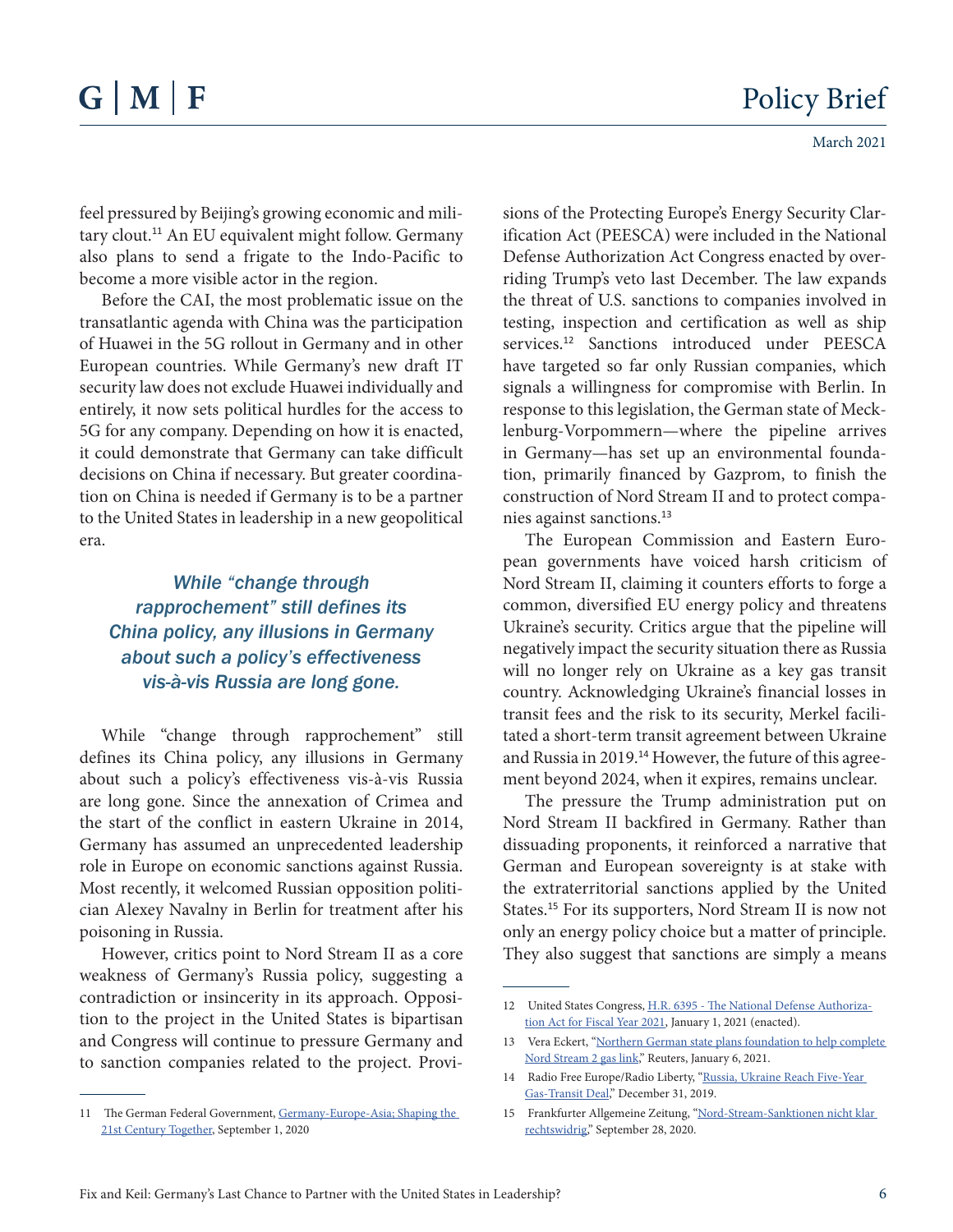feel pressured by Beijing's growing economic and military clout.[11] An EU equivalent might follow. Germany also plans to send a frigate to the Indo-Pacific to become a more visible actor in the region.

Before the CAI, the most problematic issue on the transatlantic agenda with China was the participation of Huawei in the 5G rollout in Germany and in other European countries. While Germany's new draft IT security law does not exclude Huawei individually and entirely, it now sets political hurdles for the access to 5G for any company. Depending on how it is enacted, it could demonstrate that Germany can take difficult decisions on China if necessary. But greater coordination on China is needed if Germany is to be a partner to the United States in leadership in a new geopolitical era.

> *While "change through rapprochement" still defines its China policy, any illusions in Germany about such a policy's effectiveness vis-à-vis Russia are long gone.*

While "change through rapprochement" still defines its China policy, any illusions in Germany about such a policy's effectiveness vis-à-vis Russia are long gone. Since the annexation of Crimea and the start of the conflict in eastern Ukraine in 2014, Germany has assumed an unprecedented leadership role in Europe on economic sanctions against Russia. Most recently, it welcomed Russian opposition politician Alexey Navalny in Berlin for treatment after his poisoning in Russia.

However, critics point to Nord Stream II as a core weakness of Germany's Russia policy, suggesting a contradiction or insincerity in its approach. Opposition to the project in the United States is bipartisan and Congress will continue to pressure Germany and to sanction companies related to the project. Provisions of the Protecting Europe's Energy Security Clarification Act (PEESCA) were included in the National Defense Authorization Act Congress enacted by overriding Trump's veto last December. The law expands the threat of U.S. sanctions to companies involved in testing, inspection and certification as well as ship services.[12] Sanctions introduced under PEESCA have targeted so far only Russian companies, which signals a willingness for compromise with Berlin. In response to this legislation, the German state of Mecklenburg-Vorpommern—where the pipeline arrives in Germany—has set up an environmental foundation, primarily financed by Gazprom, to finish the construction of Nord Stream II and to protect companies against sanctions.[13]

The European Commission and Eastern European governments have voiced harsh criticism of Nord Stream II, claiming it counters efforts to forge a common, diversified EU energy policy and threatens Ukraine's security. Critics argue that the pipeline will negatively impact the security situation there as Russia will no longer rely on Ukraine as a key gas transit country. Acknowledging Ukraine's financial losses in transit fees and the risk to its security, Merkel facilitated a short-term transit agreement between Ukraine and Russia in 2019.[14] However, the future of this agreement beyond 2024, when it expires, remains unclear.

The pressure the Trump administration put on Nord Stream II backfired in Germany. Rather than dissuading proponents, it reinforced a narrative that German and European sovereignty is at stake with the extraterritorial sanctions applied by the United States.[15] For its supporters, Nord Stream II is now not only an energy policy choice but a matter of principle. They also suggest that sanctions are simply a means

---

11 The German Federal Government, [Germany-Europe-Asia; Shaping the 21st Century Together](), September 1, 2020

12 United States Congress, [H.R. 6395 - The National Defense Authorization Act for Fiscal Year 2021](), January 1, 2021 (enacted).

13 Vera Eckert, "[Northern German state plans foundation to help complete Nord Stream 2 gas link]()," Reuters, January 6, 2021.

14 Radio Free Europe/Radio Liberty, "[Russia, Ukraine Reach Five-Year Gas-Transit Deal]()," December 31, 2019.

15 Frankfurter Allgemeine Zeitung, "[Nord-Stream-Sanktionen nicht klar rechtswidrig]()," September 28, 2020.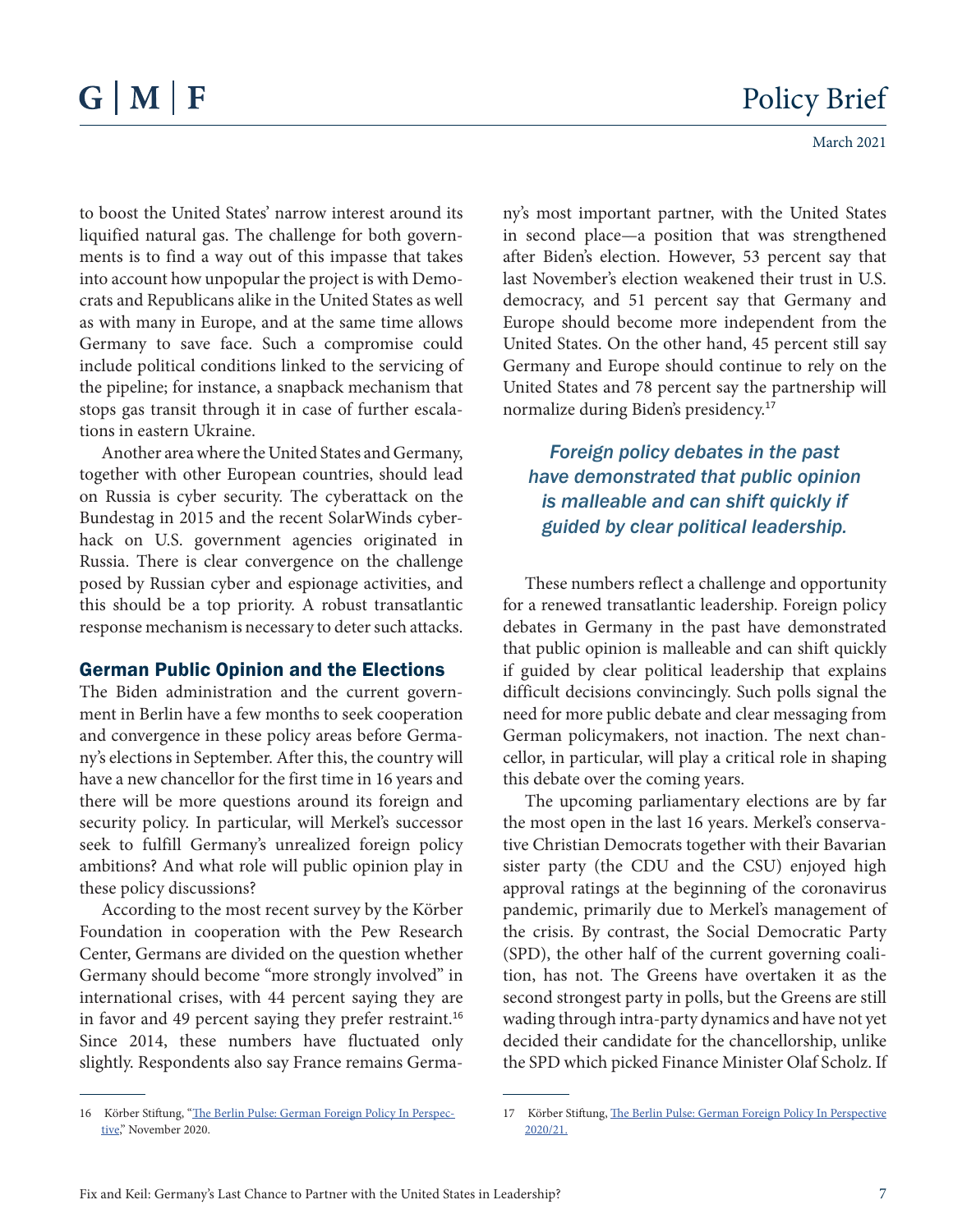to boost the United States' narrow interest around its liquified natural gas. The challenge for both governments is to find a way out of this impasse that takes into account how unpopular the project is with Democrats and Republicans alike in the United States as well as with many in Europe, and at the same time allows Germany to save face. Such a compromise could include political conditions linked to the servicing of the pipeline; for instance, a snapback mechanism that stops gas transit through it in case of further escalations in eastern Ukraine.

Another area where the United States and Germany, together with other European countries, should lead on Russia is cyber security. The cyberattack on the Bundestag in 2015 and the recent SolarWinds cyberhack on U.S. government agencies originated in Russia. There is clear convergence on the challenge posed by Russian cyber and espionage activities, and this should be a top priority. A robust transatlantic response mechanism is necessary to deter such attacks.

## German Public Opinion and the Elections

The Biden administration and the current government in Berlin have a few months to seek cooperation and convergence in these policy areas before Germany's elections in September. After this, the country will have a new chancellor for the first time in 16 years and there will be more questions around its foreign and security policy. In particular, will Merkel's successor seek to fulfill Germany's unrealized foreign policy ambitions? And what role will public opinion play in these policy discussions?

According to the most recent survey by the Körber Foundation in cooperation with the Pew Research Center, Germans are divided on the question whether Germany should become "more strongly involved" in international crises, with 44 percent saying they are in favor and 49 percent saying they prefer restraint.[16] Since 2014, these numbers have fluctuated only slightly. Respondents also say France remains Germany's most important partner, with the United States in second place—a position that was strengthened after Biden's election. However, 53 percent say that last November's election weakened their trust in U.S. democracy, and 51 percent say that Germany and Europe should become more independent from the United States. On the other hand, 45 percent still say Germany and Europe should continue to rely on the United States and 78 percent say the partnership will normalize during Biden's presidency.[17]

*Foreign policy debates in the past have demonstrated that public opinion is malleable and can shift quickly if guided by clear political leadership.*

These numbers reflect a challenge and opportunity for a renewed transatlantic leadership. Foreign policy debates in Germany in the past have demonstrated that public opinion is malleable and can shift quickly if guided by clear political leadership that explains difficult decisions convincingly. Such polls signal the need for more public debate and clear messaging from German policymakers, not inaction. The next chancellor, in particular, will play a critical role in shaping this debate over the coming years.

The upcoming parliamentary elections are by far the most open in the last 16 years. Merkel's conservative Christian Democrats together with their Bavarian sister party (the CDU and the CSU) enjoyed high approval ratings at the beginning of the coronavirus pandemic, primarily due to Merkel's management of the crisis. By contrast, the Social Democratic Party (SPD), the other half of the current governing coalition, has not. The Greens have overtaken it as the second strongest party in polls, but the Greens are still wading through intra-party dynamics and have not yet decided their candidate for the chancellorship, unlike the SPD which picked Finance Minister Olaf Scholz. If

---

16 Körber Stiftung, "The Berlin Pulse: German Foreign Policy In Perspective," November 2020.

17 Körber Stiftung, The Berlin Pulse: German Foreign Policy In Perspective 2020/21.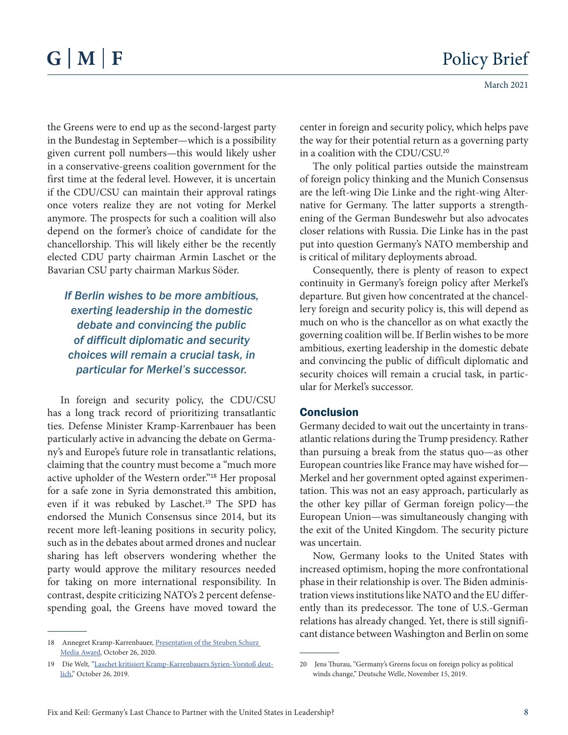the Greens were to end up as the second-largest party in the Bundestag in September—which is a possibility given current poll numbers—this would likely usher in a conservative-greens coalition government for the first time at the federal level. However, it is uncertain if the CDU/CSU can maintain their approval ratings once voters realize they are not voting for Merkel anymore. The prospects for such a coalition will also depend on the former's choice of candidate for the chancellorship. This will likely either be the recently elected CDU party chairman Armin Laschet or the Bavarian CSU party chairman Markus Söder.

*If Berlin wishes to be more ambitious, exerting leadership in the domestic debate and convincing the public of difficult diplomatic and security choices will remain a crucial task, in particular for Merkel's successor.*

In foreign and security policy, the CDU/CSU has a long track record of prioritizing transatlantic ties. Defense Minister Kramp-Karrenbauer has been particularly active in advancing the debate on Germany's and Europe's future role in transatlantic relations, claiming that the country must become a "much more active upholder of the Western order."[18] Her proposal for a safe zone in Syria demonstrated this ambition, even if it was rebuked by Laschet.[19] The SPD has endorsed the Munich Consensus since 2014, but its recent more left-leaning positions in security policy, such as in the debates about armed drones and nuclear sharing has left observers wondering whether the party would approve the military resources needed for taking on more international responsibility. In contrast, despite criticizing NATO's 2 percent defense-spending goal, the Greens have moved toward the center in foreign and security policy, which helps pave the way for their potential return as a governing party in a coalition with the CDU/CSU.[20]

The only political parties outside the mainstream of foreign policy thinking and the Munich Consensus are the left-wing Die Linke and the right-wing Alternative for Germany. The latter supports a strengthening of the German Bundeswehr but also advocates closer relations with Russia. Die Linke has in the past put into question Germany's NATO membership and is critical of military deployments abroad.

Consequently, there is plenty of reason to expect continuity in Germany's foreign policy after Merkel's departure. But given how concentrated at the chancellery foreign and security policy is, this will depend as much on who is the chancellor as on what exactly the governing coalition will be. If Berlin wishes to be more ambitious, exerting leadership in the domestic debate and convincing the public of difficult diplomatic and security choices will remain a crucial task, in particular for Merkel's successor.

## Conclusion

Germany decided to wait out the uncertainty in transatlantic relations during the Trump presidency. Rather than pursuing a break from the status quo—as other European countries like France may have wished for—Merkel and her government opted against experimentation. This was not an easy approach, particularly as the other key pillar of German foreign policy—the European Union—was simultaneously changing with the exit of the United Kingdom. The security picture was uncertain.

Now, Germany looks to the United States with increased optimism, hoping the more confrontational phase in their relationship is over. The Biden administration views institutions like NATO and the EU differently than its predecessor. The tone of U.S.-German relations has already changed. Yet, there is still significant distance between Washington and Berlin on some

---

18 Annegret Kramp-Karrenbauer, Presentation of the Steuben Schurz Media Award, October 26, 2020.

19 Die Welt, "Laschet kritisiert Kramp-Karrenbauers Syrien-Vorstoß deutlich," October 26, 2019.

20 Jens Thurau, "Germany's Greens focus on foreign policy as political winds change," Deutsche Welle, November 15, 2019.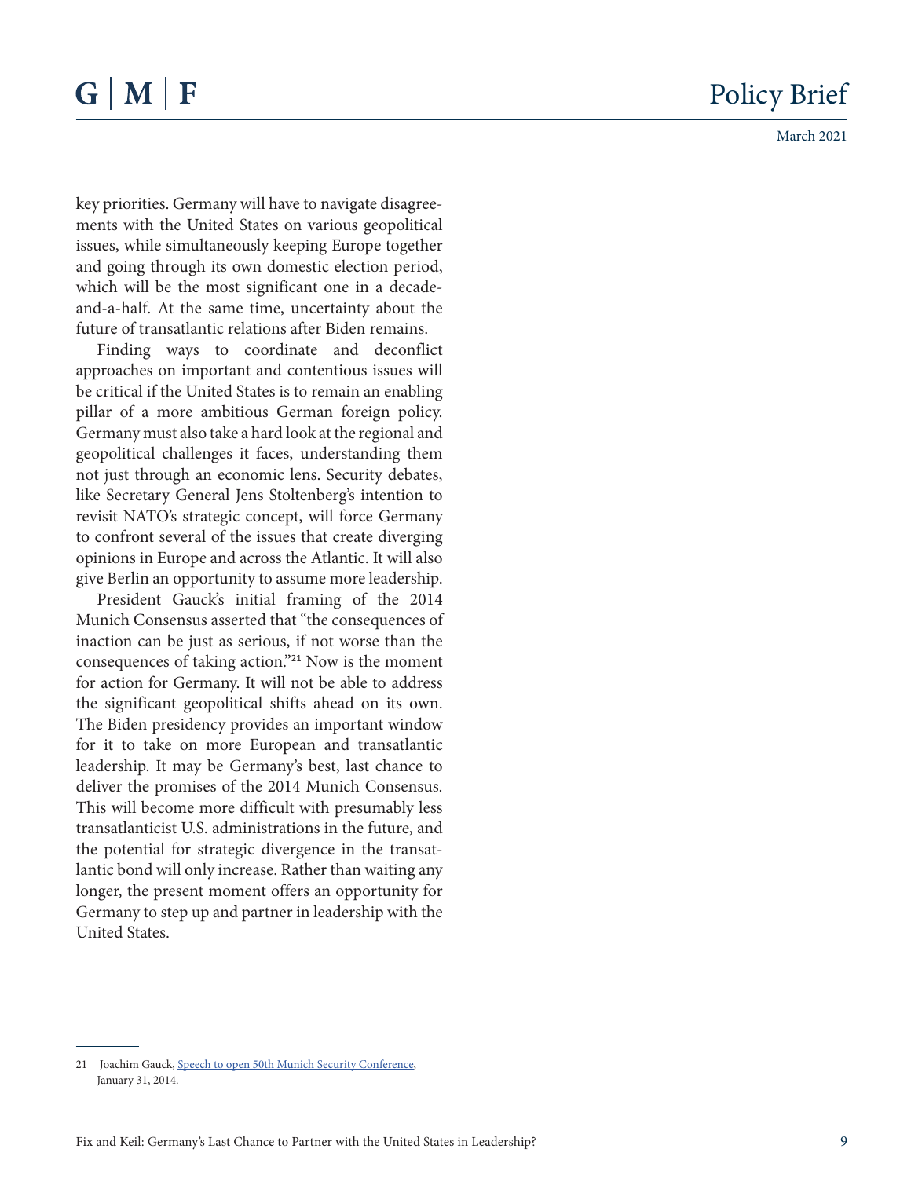key priorities. Germany will have to navigate disagreements with the United States on various geopolitical issues, while simultaneously keeping Europe together and going through its own domestic election period, which will be the most significant one in a decade-and-a-half. At the same time, uncertainty about the future of transatlantic relations after Biden remains.

Finding ways to coordinate and deconflict approaches on important and contentious issues will be critical if the United States is to remain an enabling pillar of a more ambitious German foreign policy. Germany must also take a hard look at the regional and geopolitical challenges it faces, understanding them not just through an economic lens. Security debates, like Secretary General Jens Stoltenberg's intention to revisit NATO's strategic concept, will force Germany to confront several of the issues that create diverging opinions in Europe and across the Atlantic. It will also give Berlin an opportunity to assume more leadership.

President Gauck's initial framing of the 2014 Munich Consensus asserted that "the consequences of inaction can be just as serious, if not worse than the consequences of taking action."[21] Now is the moment for action for Germany. It will not be able to address the significant geopolitical shifts ahead on its own. The Biden presidency provides an important window for it to take on more European and transatlantic leadership. It may be Germany's best, last chance to deliver the promises of the 2014 Munich Consensus. This will become more difficult with presumably less transatlanticist U.S. administrations in the future, and the potential for strategic divergence in the transatlantic bond will only increase. Rather than waiting any longer, the present moment offers an opportunity for Germany to step up and partner in leadership with the United States.

---

21 Joachim Gauck, Speech to open 50th Munich Security Conference, January 31, 2014.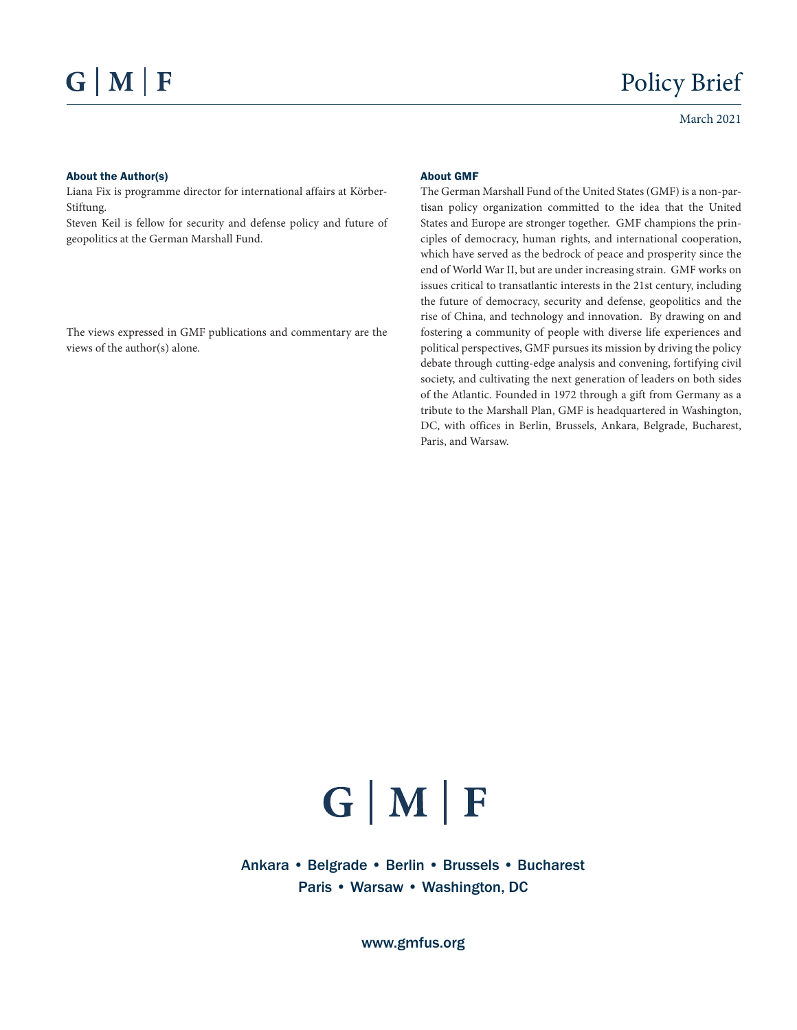G | M | F

Policy Brief

March 2021

### About the Author(s)

Liana Fix is programme director for international affairs at Körber-Stiftung.

Steven Keil is fellow for security and defense policy and future of geopolitics at the German Marshall Fund.

The views expressed in GMF publications and commentary are the views of the author(s) alone.

### About GMF

The German Marshall Fund of the United States (GMF) is a non-partisan policy organization committed to the idea that the United States and Europe are stronger together. GMF champions the principles of democracy, human rights, and international cooperation, which have served as the bedrock of peace and prosperity since the end of World War II, but are under increasing strain. GMF works on issues critical to transatlantic interests in the 21st century, including the future of democracy, security and defense, geopolitics and the rise of China, and technology and innovation. By drawing on and fostering a community of people with diverse life experiences and political perspectives, GMF pursues its mission by driving the policy debate through cutting-edge analysis and convening, fortifying civil society, and cultivating the next generation of leaders on both sides of the Atlantic. Founded in 1972 through a gift from Germany as a tribute to the Marshall Plan, GMF is headquartered in Washington, DC, with offices in Berlin, Brussels, Ankara, Belgrade, Bucharest, Paris, and Warsaw.

G | M | F

Ankara • Belgrade • Berlin • Brussels • Bucharest
Paris • Warsaw • Washington, DC

www.gmfus.org